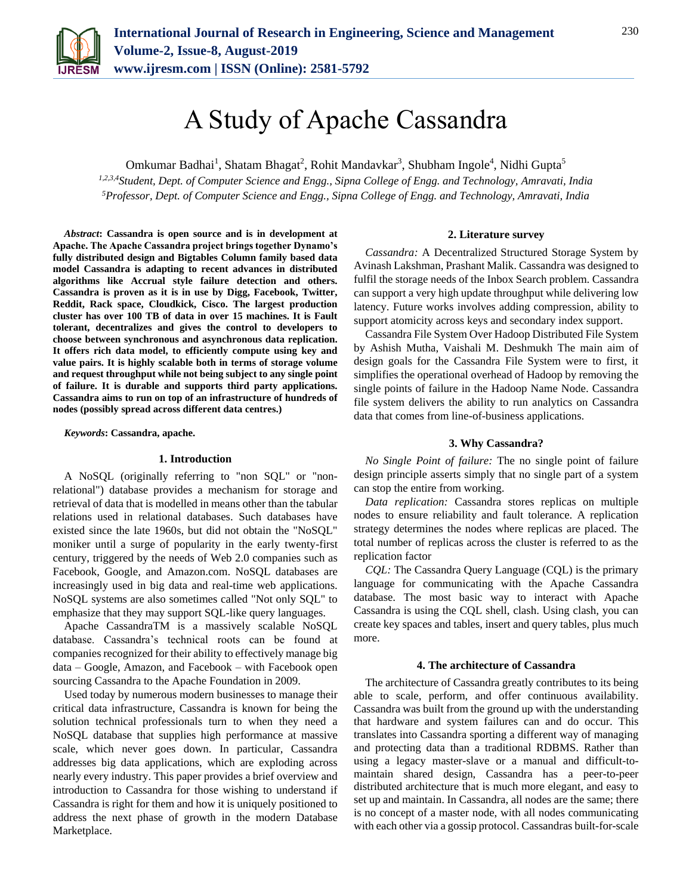# A Study of Apache Cassandra

Omkumar Badhai[1], Shatam Bhagat[2], Rohit Mandavkar[3], Shubham Ingole[4], Nidhi Gupta[5]

[1,2,3,4]*Student, Dept. of Computer Science and Engg., Sipna College of Engg. and Technology, Amravati, India*

[5]*Professor, Dept. of Computer Science and Engg., Sipna College of Engg. and Technology, Amravati, India*

***Abstract*: Cassandra is open source and is in development at Apache. The Apache Cassandra project brings together Dynamo's fully distributed design and Bigtables Column family based data model Cassandra is adapting to recent advances in distributed algorithms like Accrual style failure detection and others. Cassandra is proven as it is in use by Digg, Facebook, Twitter, Reddit, Rack space, Cloudkick, Cisco. The largest production cluster has over 100 TB of data in over 15 machines. It is Fault tolerant, decentralizes and gives the control to developers to choose between synchronous and asynchronous data replication. It offers rich data model, to efficiently compute using key and value pairs. It is highly scalable both in terms of storage volume and request throughput while not being subject to any single point of failure. It is durable and supports third party applications. Cassandra aims to run on top of an infrastructure of hundreds of nodes (possibly spread across different data centres.)**

***Keywords*: Cassandra, apache.**

## 1. Introduction

A NoSQL (originally referring to "non SQL" or "non-relational") database provides a mechanism for storage and retrieval of data that is modelled in means other than the tabular relations used in relational databases. Such databases have existed since the late 1960s, but did not obtain the "NoSQL" moniker until a surge of popularity in the early twenty-first century, triggered by the needs of Web 2.0 companies such as Facebook, Google, and Amazon.com. NoSQL databases are increasingly used in big data and real-time web applications. NoSQL systems are also sometimes called "Not only SQL" to emphasize that they may support SQL-like query languages.

Apache CassandraTM is a massively scalable NoSQL database. Cassandra's technical roots can be found at companies recognized for their ability to effectively manage big data – Google, Amazon, and Facebook – with Facebook open sourcing Cassandra to the Apache Foundation in 2009.

Used today by numerous modern businesses to manage their critical data infrastructure, Cassandra is known for being the solution technical professionals turn to when they need a NoSQL database that supplies high performance at massive scale, which never goes down. In particular, Cassandra addresses big data applications, which are exploding across nearly every industry. This paper provides a brief overview and introduction to Cassandra for those wishing to understand if Cassandra is right for them and how it is uniquely positioned to address the next phase of growth in the modern Database Marketplace.

## 2. Literature survey

*Cassandra:* A Decentralized Structured Storage System by Avinash Lakshman, Prashant Malik. Cassandra was designed to fulfil the storage needs of the Inbox Search problem. Cassandra can support a very high update throughput while delivering low latency. Future works involves adding compression, ability to support atomicity across keys and secondary index support.

Cassandra File System Over Hadoop Distributed File System by Ashish Mutha, Vaishali M. Deshmukh The main aim of design goals for the Cassandra File System were to first, it simplifies the operational overhead of Hadoop by removing the single points of failure in the Hadoop Name Node. Cassandra file system delivers the ability to run analytics on Cassandra data that comes from line-of-business applications.

## 3. Why Cassandra?

*No Single Point of failure:* The no single point of failure design principle asserts simply that no single part of a system can stop the entire from working.

*Data replication:* Cassandra stores replicas on multiple nodes to ensure reliability and fault tolerance. A replication strategy determines the nodes where replicas are placed. The total number of replicas across the cluster is referred to as the replication factor

*CQL:* The Cassandra Query Language (CQL) is the primary language for communicating with the Apache Cassandra database. The most basic way to interact with Apache Cassandra is using the CQL shell, clash. Using clash, you can create key spaces and tables, insert and query tables, plus much more.

## 4. The architecture of Cassandra

The architecture of Cassandra greatly contributes to its being able to scale, perform, and offer continuous availability. Cassandra was built from the ground up with the understanding that hardware and system failures can and do occur. This translates into Cassandra sporting a different way of managing and protecting data than a traditional RDBMS. Rather than using a legacy master-slave or a manual and difficult-to-maintain shared design, Cassandra has a peer-to-peer distributed architecture that is much more elegant, and easy to set up and maintain. In Cassandra, all nodes are the same; there is no concept of a master node, with all nodes communicating with each other via a gossip protocol. Cassandras built-for-scale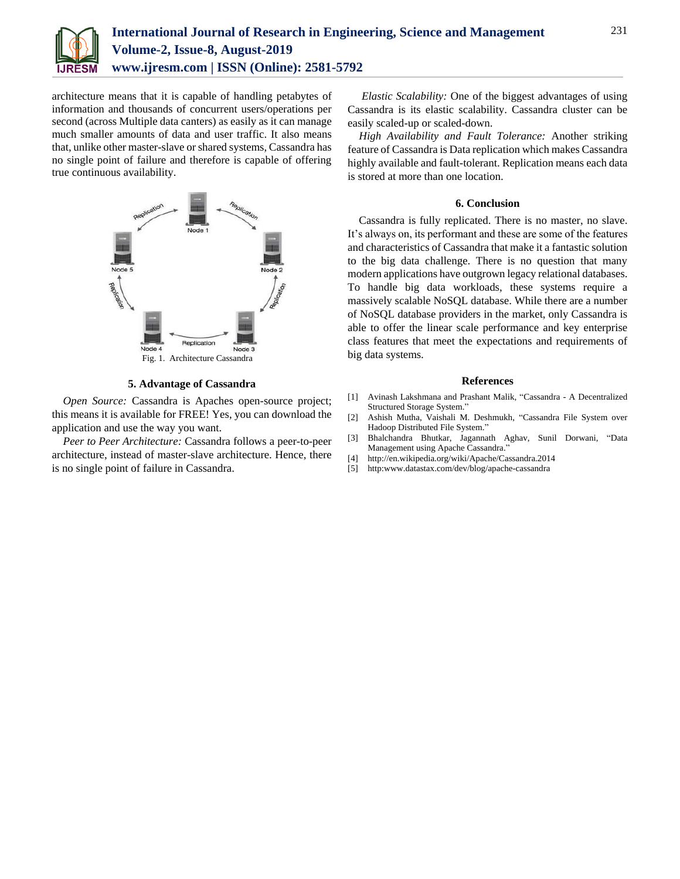architecture means that it is capable of handling petabytes of information and thousands of concurrent users/operations per second (across Multiple data canters) as easily as it can manage much smaller amounts of data and user traffic. It also means that, unlike other master-slave or shared systems, Cassandra has no single point of failure and therefore is capable of offering true continuous availability.

Replication
Node 1
Replication
Node 5
Node 2
Replication
Replication
Node 4
Replication
Node 3

Fig. 1. Architecture Cassandra

## 5. Advantage of Cassandra

*Open Source:* Cassandra is Apaches open-source project; this means it is available for FREE! Yes, you can download the application and use the way you want.

*Peer to Peer Architecture:* Cassandra follows a peer-to-peer architecture, instead of master-slave architecture. Hence, there is no single point of failure in Cassandra.

*Elastic Scalability:* One of the biggest advantages of using Cassandra is its elastic scalability. Cassandra cluster can be easily scaled-up or scaled-down.

*High Availability and Fault Tolerance:* Another striking feature of Cassandra is Data replication which makes Cassandra highly available and fault-tolerant. Replication means each data is stored at more than one location.

## 6. Conclusion

Cassandra is fully replicated. There is no master, no slave. It's always on, its performant and these are some of the features and characteristics of Cassandra that make it a fantastic solution to the big data challenge. There is no question that many modern applications have outgrown legacy relational databases. To handle big data workloads, these systems require a massively scalable NoSQL database. While there are a number of NoSQL database providers in the market, only Cassandra is able to offer the linear scale performance and key enterprise class features that meet the expectations and requirements of big data systems.

## References

[1] Avinash Lakshmana and Prashant Malik, "Cassandra - A Decentralized Structured Storage System."
[2] Ashish Mutha, Vaishali M. Deshmukh, "Cassandra File System over Hadoop Distributed File System."
[3] Bhalchandra Bhutkar, Jagannath Aghav, Sunil Dorwani, "Data Management using Apache Cassandra."
[4] http://en.wikipedia.org/wiki/Apache/Cassandra.2014
[5] http:www.datastax.com/dev/blog/apache-cassandra